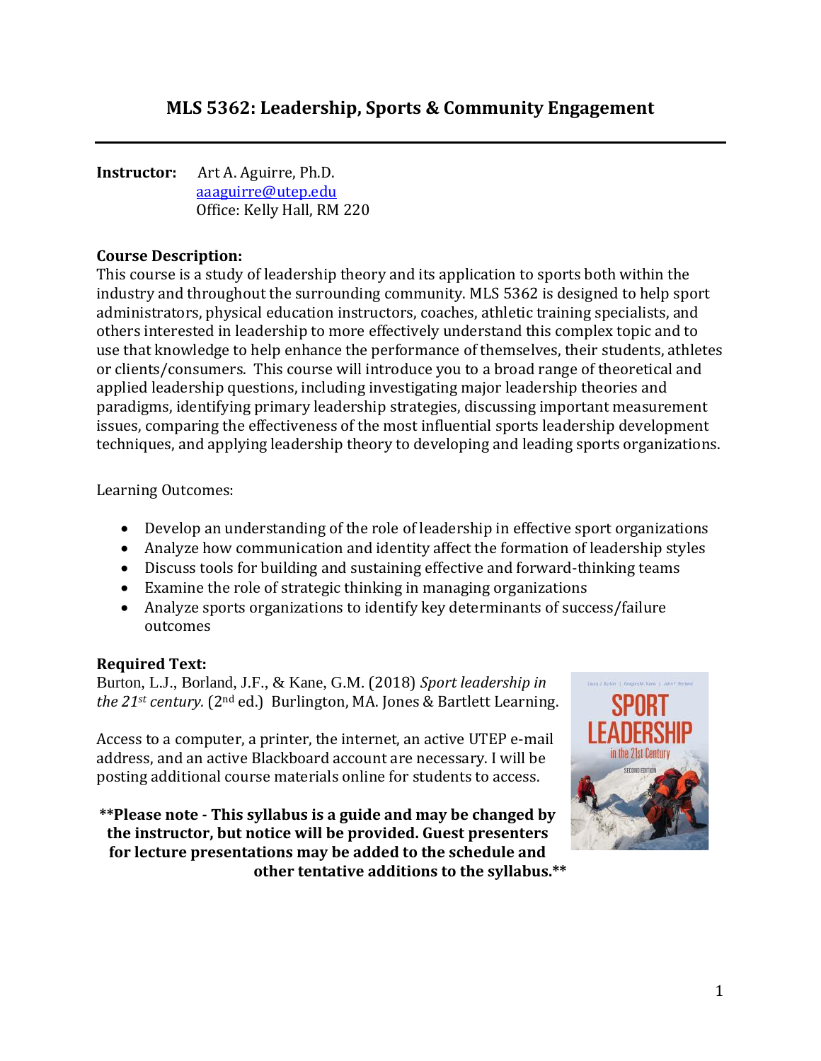# MLS 5362: Leadership, Sports & Community Engagement

**Instructor:** Art A. Aguirre, Ph.D.
aaaguirre@utep.edu
Office: Kelly Hall, RM 220

**Course Description:**
This course is a study of leadership theory and its application to sports both within the industry and throughout the surrounding community. MLS 5362 is designed to help sport administrators, physical education instructors, coaches, athletic training specialists, and others interested in leadership to more effectively understand this complex topic and to use that knowledge to help enhance the performance of themselves, their students, athletes or clients/consumers. This course will introduce you to a broad range of theoretical and applied leadership questions, including investigating major leadership theories and paradigms, identifying primary leadership strategies, discussing important measurement issues, comparing the effectiveness of the most influential sports leadership development techniques, and applying leadership theory to developing and leading sports organizations.

Learning Outcomes:

- Develop an understanding of the role of leadership in effective sport organizations
- Analyze how communication and identity affect the formation of leadership styles
- Discuss tools for building and sustaining effective and forward-thinking teams
- Examine the role of strategic thinking in managing organizations
- Analyze sports organizations to identify key determinants of success/failure outcomes

**Required Text:**
Burton, L.J., Borland, J.F., & Kane, G.M. (2018) *Sport leadership in the 21st century.* (2nd ed.) Burlington, MA. Jones & Bartlett Learning.

Access to a computer, a printer, the internet, an active UTEP e-mail address, and an active Blackboard account are necessary. I will be posting additional course materials online for students to access.

**\*\*Please note - This syllabus is a guide and may be changed by the instructor, but notice will be provided. Guest presenters for lecture presentations may be added to the schedule and other tentative additions to the syllabus.\*\***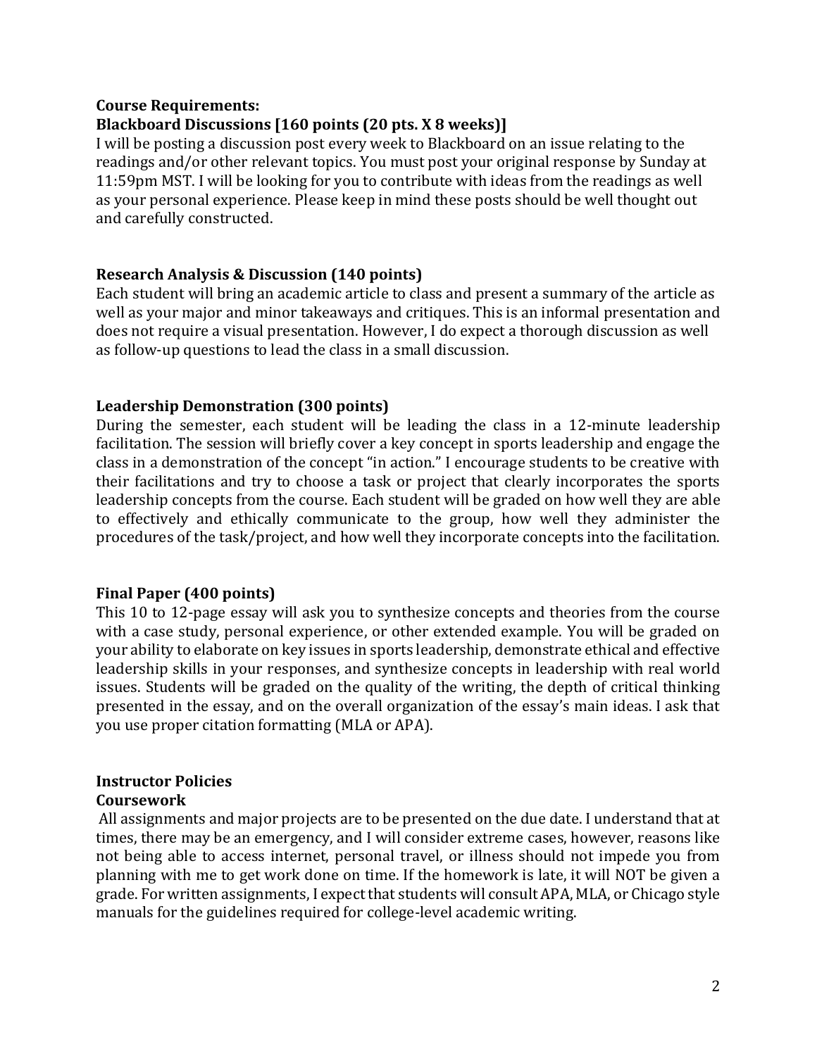**Course Requirements:**

**Blackboard Discussions [160 points (20 pts. X 8 weeks)]**

I will be posting a discussion post every week to Blackboard on an issue relating to the readings and/or other relevant topics. You must post your original response by Sunday at 11:59pm MST. I will be looking for you to contribute with ideas from the readings as well as your personal experience. Please keep in mind these posts should be well thought out and carefully constructed.

**Research Analysis & Discussion (140 points)**

Each student will bring an academic article to class and present a summary of the article as well as your major and minor takeaways and critiques. This is an informal presentation and does not require a visual presentation. However, I do expect a thorough discussion as well as follow-up questions to lead the class in a small discussion.

**Leadership Demonstration (300 points)**

During the semester, each student will be leading the class in a 12-minute leadership facilitation. The session will briefly cover a key concept in sports leadership and engage the class in a demonstration of the concept "in action." I encourage students to be creative with their facilitations and try to choose a task or project that clearly incorporates the sports leadership concepts from the course. Each student will be graded on how well they are able to effectively and ethically communicate to the group, how well they administer the procedures of the task/project, and how well they incorporate concepts into the facilitation.

**Final Paper (400 points)**

This 10 to 12-page essay will ask you to synthesize concepts and theories from the course with a case study, personal experience, or other extended example. You will be graded on your ability to elaborate on key issues in sports leadership, demonstrate ethical and effective leadership skills in your responses, and synthesize concepts in leadership with real world issues. Students will be graded on the quality of the writing, the depth of critical thinking presented in the essay, and on the overall organization of the essay's main ideas. I ask that you use proper citation formatting (MLA or APA).

**Instructor Policies**

**Coursework**

All assignments and major projects are to be presented on the due date. I understand that at times, there may be an emergency, and I will consider extreme cases, however, reasons like not being able to access internet, personal travel, or illness should not impede you from planning with me to get work done on time. If the homework is late, it will NOT be given a grade. For written assignments, I expect that students will consult APA, MLA, or Chicago style manuals for the guidelines required for college-level academic writing.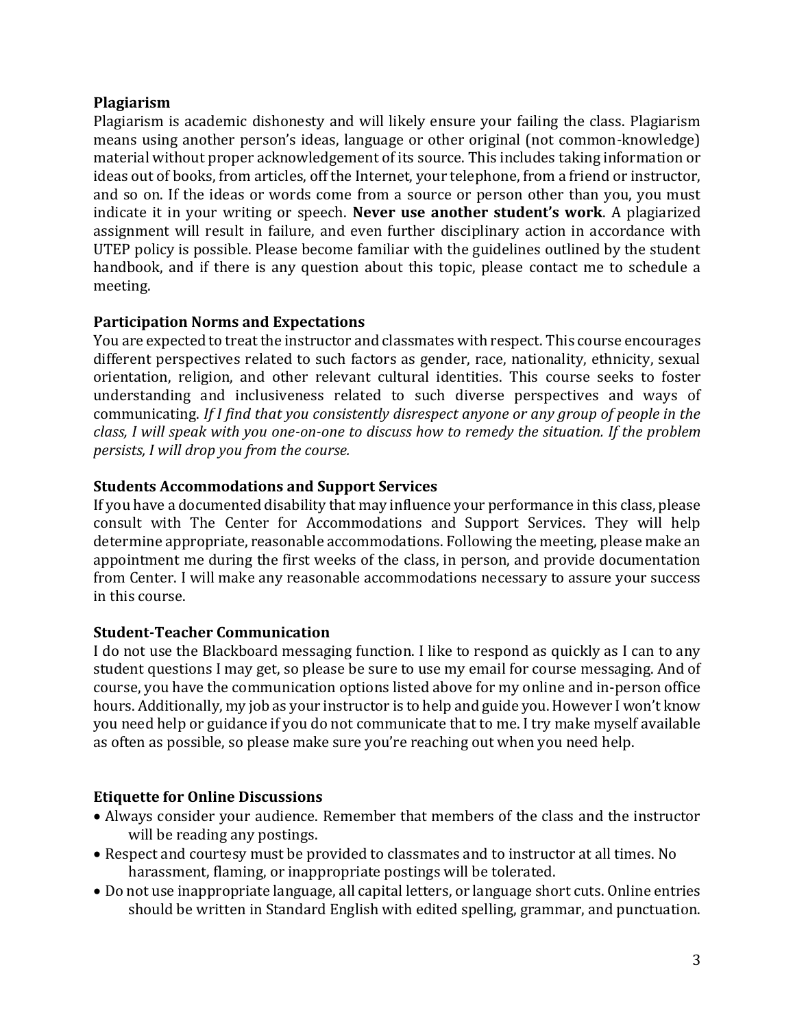**Plagiarism**

Plagiarism is academic dishonesty and will likely ensure your failing the class. Plagiarism means using another person's ideas, language or other original (not common-knowledge) material without proper acknowledgement of its source. This includes taking information or ideas out of books, from articles, off the Internet, your telephone, from a friend or instructor, and so on. If the ideas or words come from a source or person other than you, you must indicate it in your writing or speech. **Never use another student's work**. A plagiarized assignment will result in failure, and even further disciplinary action in accordance with UTEP policy is possible. Please become familiar with the guidelines outlined by the student handbook, and if there is any question about this topic, please contact me to schedule a meeting.

**Participation Norms and Expectations**

You are expected to treat the instructor and classmates with respect. This course encourages different perspectives related to such factors as gender, race, nationality, ethnicity, sexual orientation, religion, and other relevant cultural identities. This course seeks to foster understanding and inclusiveness related to such diverse perspectives and ways of communicating. *If I find that you consistently disrespect anyone or any group of people in the class, I will speak with you one-on-one to discuss how to remedy the situation. If the problem persists, I will drop you from the course.*

**Students Accommodations and Support Services**

If you have a documented disability that may influence your performance in this class, please consult with The Center for Accommodations and Support Services. They will help determine appropriate, reasonable accommodations. Following the meeting, please make an appointment me during the first weeks of the class, in person, and provide documentation from Center. I will make any reasonable accommodations necessary to assure your success in this course.

**Student-Teacher Communication**

I do not use the Blackboard messaging function. I like to respond as quickly as I can to any student questions I may get, so please be sure to use my email for course messaging. And of course, you have the communication options listed above for my online and in-person office hours. Additionally, my job as your instructor is to help and guide you. However I won't know you need help or guidance if you do not communicate that to me. I try make myself available as often as possible, so please make sure you're reaching out when you need help.

**Etiquette for Online Discussions**

- Always consider your audience. Remember that members of the class and the instructor will be reading any postings.
- Respect and courtesy must be provided to classmates and to instructor at all times. No harassment, flaming, or inappropriate postings will be tolerated.
- Do not use inappropriate language, all capital letters, or language short cuts. Online entries should be written in Standard English with edited spelling, grammar, and punctuation.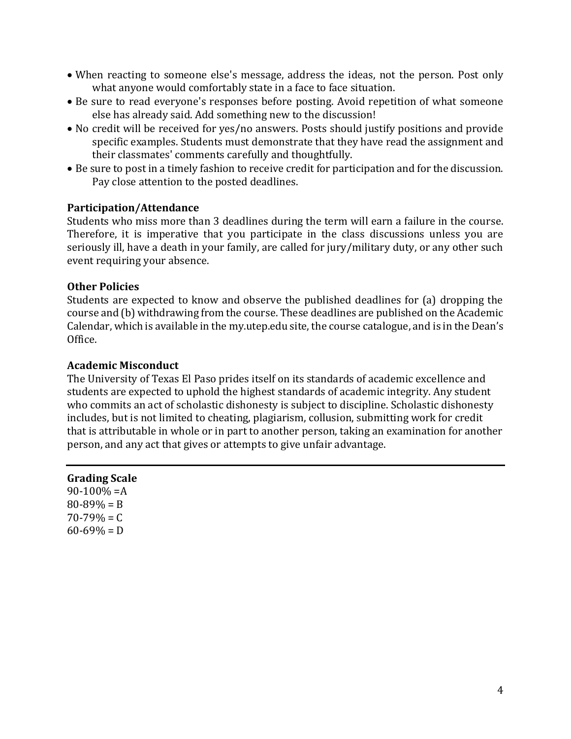- When reacting to someone else's message, address the ideas, not the person. Post only what anyone would comfortably state in a face to face situation.
- Be sure to read everyone's responses before posting. Avoid repetition of what someone else has already said. Add something new to the discussion!
- No credit will be received for yes/no answers. Posts should justify positions and provide specific examples. Students must demonstrate that they have read the assignment and their classmates' comments carefully and thoughtfully.
- Be sure to post in a timely fashion to receive credit for participation and for the discussion. Pay close attention to the posted deadlines.

**Participation/Attendance**

Students who miss more than 3 deadlines during the term will earn a failure in the course. Therefore, it is imperative that you participate in the class discussions unless you are seriously ill, have a death in your family, are called for jury/military duty, or any other such event requiring your absence.

**Other Policies**

Students are expected to know and observe the published deadlines for (a) dropping the course and (b) withdrawing from the course. These deadlines are published on the Academic Calendar, which is available in the my.utep.edu site, the course catalogue, and is in the Dean's Office.

**Academic Misconduct**

The University of Texas El Paso prides itself on its standards of academic excellence and students are expected to uphold the highest standards of academic integrity. Any student who commits an act of scholastic dishonesty is subject to discipline. Scholastic dishonesty includes, but is not limited to cheating, plagiarism, collusion, submitting work for credit that is attributable in whole or in part to another person, taking an examination for another person, and any act that gives or attempts to give unfair advantage.

---

**Grading Scale**

90-100% =A
80-89% = B
70-79% = C
60-69% = D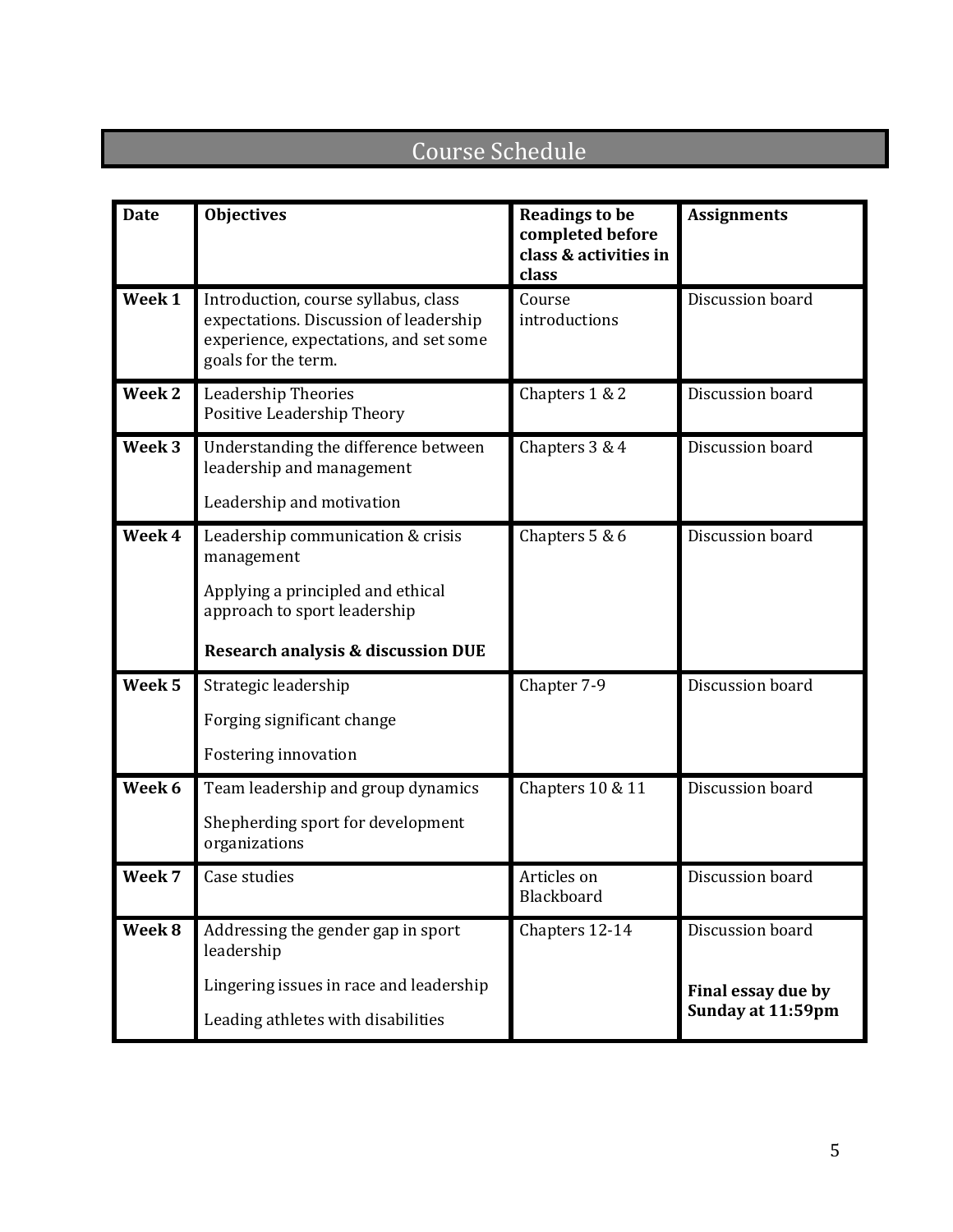## Course Schedule

| Date | Objectives | Readings to be completed before class & activities in class | Assignments |
|---|---|---|---|
| **Week 1** | Introduction, course syllabus, class expectations. Discussion of leadership experience, expectations, and set some goals for the term. | Course introductions | Discussion board |
| **Week 2** | Leadership Theories<br>Positive Leadership Theory | Chapters 1 & 2 | Discussion board |
| **Week 3** | Understanding the difference between leadership and management<br><br>Leadership and motivation | Chapters 3 & 4 | Discussion board |
| **Week 4** | Leadership communication & crisis management<br><br>Applying a principled and ethical approach to sport leadership<br><br>**Research analysis & discussion DUE** | Chapters 5 & 6 | Discussion board |
| **Week 5** | Strategic leadership<br><br>Forging significant change<br><br>Fostering innovation | Chapter 7-9 | Discussion board |
| **Week 6** | Team leadership and group dynamics<br><br>Shepherding sport for development organizations | Chapters 10 & 11 | Discussion board |
| **Week 7** | Case studies | Articles on Blackboard | Discussion board |
| **Week 8** | Addressing the gender gap in sport leadership<br><br>Lingering issues in race and leadership<br><br>Leading athletes with disabilities | Chapters 12-14 | Discussion board<br><br>**Final essay due by Sunday at 11:59pm** |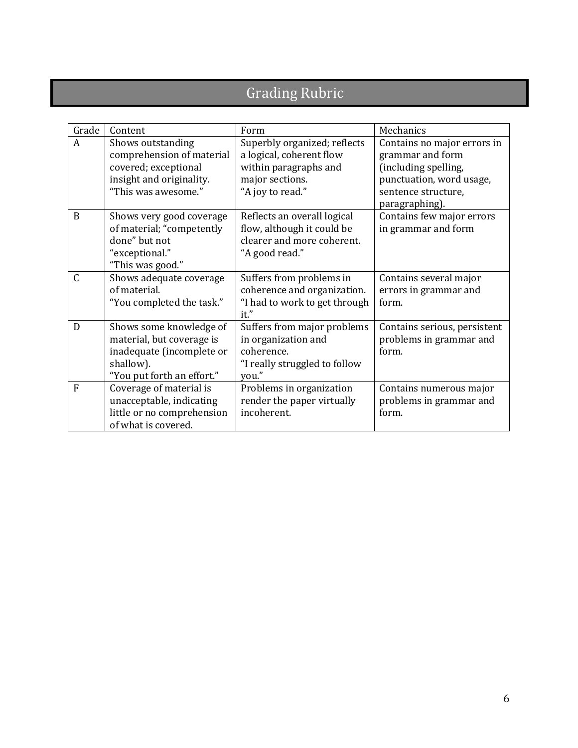## Grading Rubric

| Grade | Content | Form | Mechanics |
|---|---|---|---|
| A | Shows outstanding comprehension of material covered; exceptional insight and originality. “This was awesome.” | Superbly organized; reflects a logical, coherent flow within paragraphs and major sections. “A joy to read.” | Contains no major errors in grammar and form (including spelling, punctuation, word usage, sentence structure, paragraphing). |
| B | Shows very good coverage of material; “competently done” but not “exceptional.” “This was good.” | Reflects an overall logical flow, although it could be clearer and more coherent. “A good read.” | Contains few major errors in grammar and form |
| C | Shows adequate coverage of material. “You completed the task.” | Suffers from problems in coherence and organization. “I had to work to get through it.” | Contains several major errors in grammar and form. |
| D | Shows some knowledge of material, but coverage is inadequate (incomplete or shallow). “You put forth an effort.” | Suffers from major problems in organization and coherence. “I really struggled to follow you.” | Contains serious, persistent problems in grammar and form. |
| F | Coverage of material is unacceptable, indicating little or no comprehension of what is covered. | Problems in organization render the paper virtually incoherent. | Contains numerous major problems in grammar and form. |